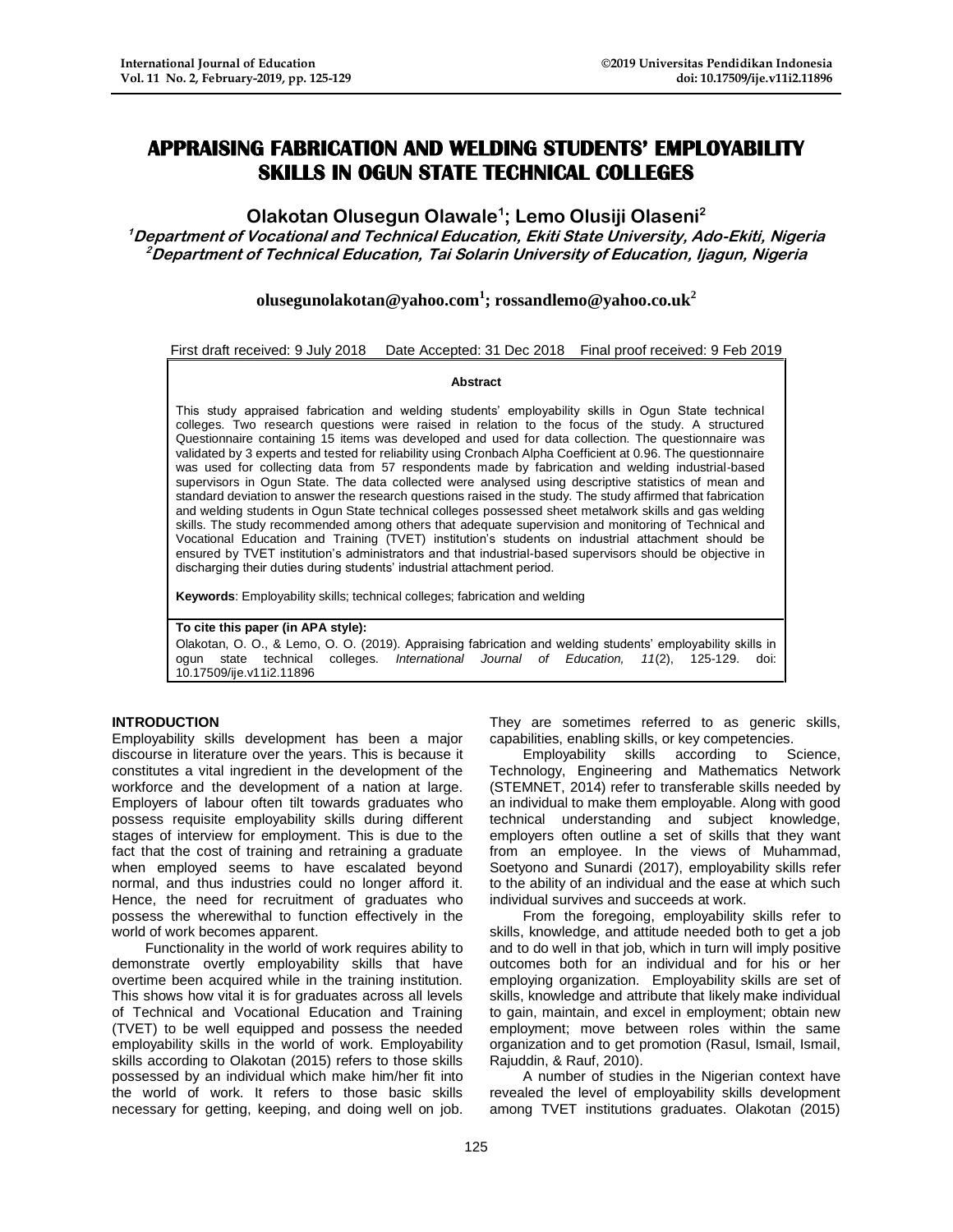# APPRAISING FABRICATION AND WELDING STUDENTS' EMPLOYABILITY SKILLS IN OGUN STATE TECHNICAL COLLEGES

**Olakotan Olusegun Olawale[1]; Lemo Olusiji Olaseni[2]**

[1]*Department of Vocational and Technical Education, Ekiti State University, Ado-Ekiti, Nigeria*
[2]*Department of Technical Education, Tai Solarin University of Education, Ijagun, Nigeria*

**olusegunolakotan@yahoo.com[1]; rossandlemo@yahoo.co.uk[2]**

First draft received: 9 July 2018 Date Accepted: 31 Dec 2018 Final proof received: 9 Feb 2019

**Abstract**

This study appraised fabrication and welding students' employability skills in Ogun State technical colleges. Two research questions were raised in relation to the focus of the study. A structured Questionnaire containing 15 items was developed and used for data collection. The questionnaire was validated by 3 experts and tested for reliability using Cronbach Alpha Coefficient at 0.96. The questionnaire was used for collecting data from 57 respondents made by fabrication and welding industrial-based supervisors in Ogun State. The data collected were analysed using descriptive statistics of mean and standard deviation to answer the research questions raised in the study. The study affirmed that fabrication and welding students in Ogun State technical colleges possessed sheet metalwork skills and gas welding skills. The study recommended among others that adequate supervision and monitoring of Technical and Vocational Education and Training (TVET) institution's students on industrial attachment should be ensured by TVET institution's administrators and that industrial-based supervisors should be objective in discharging their duties during students' industrial attachment period.

**Keywords**: Employability skills; technical colleges; fabrication and welding

**To cite this paper (in APA style):**
Olakotan, O. O., & Lemo, O. O. (2019). Appraising fabrication and welding students' employability skills in ogun state technical colleges. *International Journal of Education, 11*(2), 125-129. doi: 10.17509/ije.v11i2.11896

## INTRODUCTION

Employability skills development has been a major discourse in literature over the years. This is because it constitutes a vital ingredient in the development of the workforce and the development of a nation at large. Employers of labour often tilt towards graduates who possess requisite employability skills during different stages of interview for employment. This is due to the fact that the cost of training and retraining a graduate when employed seems to have escalated beyond normal, and thus industries could no longer afford it. Hence, the need for recruitment of graduates who possess the wherewithal to function effectively in the world of work becomes apparent.

Functionality in the world of work requires ability to demonstrate overtly employability skills that have overtime been acquired while in the training institution. This shows how vital it is for graduates across all levels of Technical and Vocational Education and Training (TVET) to be well equipped and possess the needed employability skills in the world of work. Employability skills according to Olakotan (2015) refers to those skills possessed by an individual which make him/her fit into the world of work. It refers to those basic skills necessary for getting, keeping, and doing well on job. They are sometimes referred to as generic skills, capabilities, enabling skills, or key competencies.

Employability skills according to Science, Technology, Engineering and Mathematics Network (STEMNET, 2014) refer to transferable skills needed by an individual to make them employable. Along with good technical understanding and subject knowledge, employers often outline a set of skills that they want from an employee. In the views of Muhammad, Soetyono and Sunardi (2017), employability skills refer to the ability of an individual and the ease at which such individual survives and succeeds at work.

From the foregoing, employability skills refer to skills, knowledge, and attitude needed both to get a job and to do well in that job, which in turn will imply positive outcomes both for an individual and for his or her employing organization. Employability skills are set of skills, knowledge and attribute that likely make individual to gain, maintain, and excel in employment; obtain new employment; move between roles within the same organization and to get promotion (Rasul, Ismail, Ismail, Rajuddin, & Rauf, 2010).

A number of studies in the Nigerian context have revealed the level of employability skills development among TVET institutions graduates. Olakotan (2015)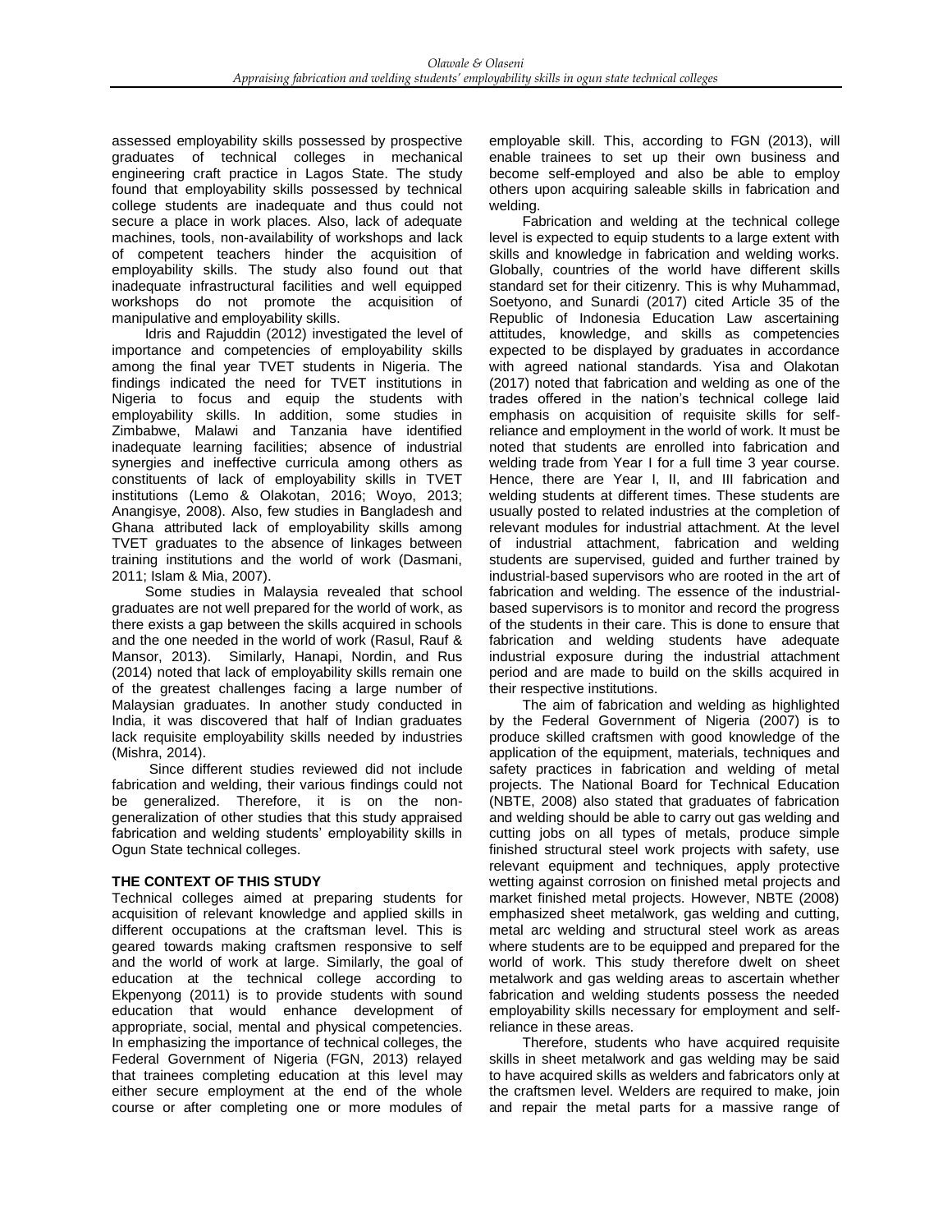assessed employability skills possessed by prospective graduates of technical colleges in mechanical engineering craft practice in Lagos State. The study found that employability skills possessed by technical college students are inadequate and thus could not secure a place in work places. Also, lack of adequate machines, tools, non-availability of workshops and lack of competent teachers hinder the acquisition of employability skills. The study also found out that inadequate infrastructural facilities and well equipped workshops do not promote the acquisition of manipulative and employability skills.

Idris and Rajuddin (2012) investigated the level of importance and competencies of employability skills among the final year TVET students in Nigeria. The findings indicated the need for TVET institutions in Nigeria to focus and equip the students with employability skills. In addition, some studies in Zimbabwe, Malawi and Tanzania have identified inadequate learning facilities; absence of industrial synergies and ineffective curricula among others as constituents of lack of employability skills in TVET institutions (Lemo & Olakotan, 2016; Woyo, 2013; Anangisye, 2008). Also, few studies in Bangladesh and Ghana attributed lack of employability skills among TVET graduates to the absence of linkages between training institutions and the world of work (Dasmani, 2011; Islam & Mia, 2007).

Some studies in Malaysia revealed that school graduates are not well prepared for the world of work, as there exists a gap between the skills acquired in schools and the one needed in the world of work (Rasul, Rauf & Mansor, 2013). Similarly, Hanapi, Nordin, and Rus (2014) noted that lack of employability skills remain one of the greatest challenges facing a large number of Malaysian graduates. In another study conducted in India, it was discovered that half of Indian graduates lack requisite employability skills needed by industries (Mishra, 2014).

Since different studies reviewed did not include fabrication and welding, their various findings could not be generalized. Therefore, it is on the non-generalization of other studies that this study appraised fabrication and welding students' employability skills in Ogun State technical colleges.

## THE CONTEXT OF THIS STUDY

Technical colleges aimed at preparing students for acquisition of relevant knowledge and applied skills in different occupations at the craftsman level. This is geared towards making craftsmen responsive to self and the world of work at large. Similarly, the goal of education at the technical college according to Ekpenyong (2011) is to provide students with sound education that would enhance development of appropriate, social, mental and physical competencies. In emphasizing the importance of technical colleges, the Federal Government of Nigeria (FGN, 2013) relayed that trainees completing education at this level may either secure employment at the end of the whole course or after completing one or more modules of employable skill. This, according to FGN (2013), will enable trainees to set up their own business and become self-employed and also be able to employ others upon acquiring saleable skills in fabrication and welding.

Fabrication and welding at the technical college level is expected to equip students to a large extent with skills and knowledge in fabrication and welding works. Globally, countries of the world have different skills standard set for their citizenry. This is why Muhammad, Soetyono, and Sunardi (2017) cited Article 35 of the Republic of Indonesia Education Law ascertaining attitudes, knowledge, and skills as competencies expected to be displayed by graduates in accordance with agreed national standards. Yisa and Olakotan (2017) noted that fabrication and welding as one of the trades offered in the nation's technical college laid emphasis on acquisition of requisite skills for self-reliance and employment in the world of work. It must be noted that students are enrolled into fabrication and welding trade from Year I for a full time 3 year course. Hence, there are Year I, II, and III fabrication and welding students at different times. These students are usually posted to related industries at the completion of relevant modules for industrial attachment. At the level of industrial attachment, fabrication and welding students are supervised, guided and further trained by industrial-based supervisors who are rooted in the art of fabrication and welding. The essence of the industrial-based supervisors is to monitor and record the progress of the students in their care. This is done to ensure that fabrication and welding students have adequate industrial exposure during the industrial attachment period and are made to build on the skills acquired in their respective institutions.

The aim of fabrication and welding as highlighted by the Federal Government of Nigeria (2007) is to produce skilled craftsmen with good knowledge of the application of the equipment, materials, techniques and safety practices in fabrication and welding of metal projects. The National Board for Technical Education (NBTE, 2008) also stated that graduates of fabrication and welding should be able to carry out gas welding and cutting jobs on all types of metals, produce simple finished structural steel work projects with safety, use relevant equipment and techniques, apply protective wetting against corrosion on finished metal projects and market finished metal projects. However, NBTE (2008) emphasized sheet metalwork, gas welding and cutting, metal arc welding and structural steel work as areas where students are to be equipped and prepared for the world of work. This study therefore dwelt on sheet metalwork and gas welding areas to ascertain whether fabrication and welding students possess the needed employability skills necessary for employment and self-reliance in these areas.

Therefore, students who have acquired requisite skills in sheet metalwork and gas welding may be said to have acquired skills as welders and fabricators only at the craftsmen level. Welders are required to make, join and repair the metal parts for a massive range of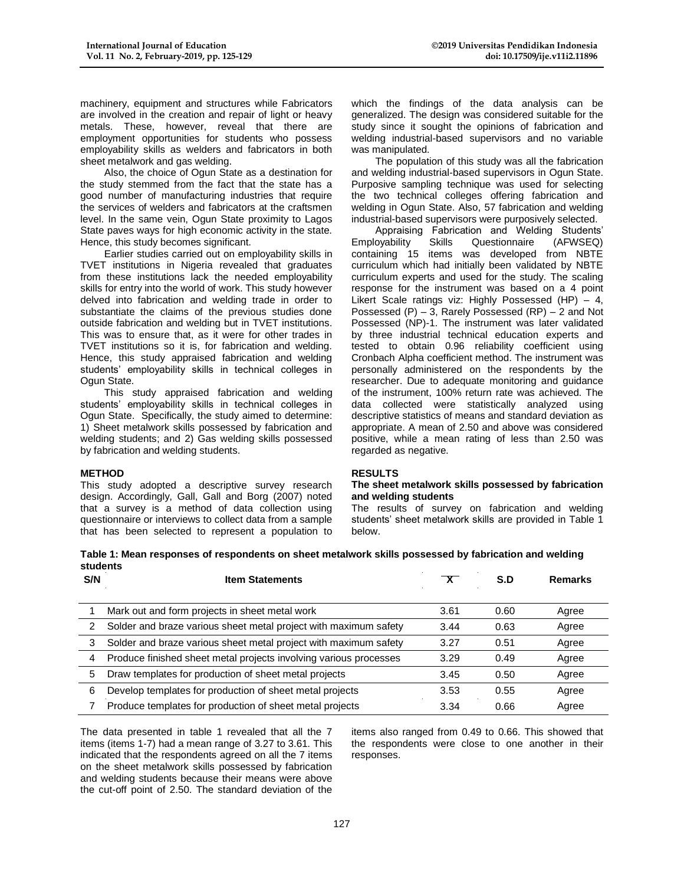machinery, equipment and structures while Fabricators are involved in the creation and repair of light or heavy metals. These, however, reveal that there are employment opportunities for students who possess employability skills as welders and fabricators in both sheet metalwork and gas welding.

Also, the choice of Ogun State as a destination for the study stemmed from the fact that the state has a good number of manufacturing industries that require the services of welders and fabricators at the craftsmen level. In the same vein, Ogun State proximity to Lagos State paves ways for high economic activity in the state. Hence, this study becomes significant.

Earlier studies carried out on employability skills in TVET institutions in Nigeria revealed that graduates from these institutions lack the needed employability skills for entry into the world of work. This study however delved into fabrication and welding trade in order to substantiate the claims of the previous studies done outside fabrication and welding but in TVET institutions. This was to ensure that, as it were for other trades in TVET institutions so it is, for fabrication and welding. Hence, this study appraised fabrication and welding students' employability skills in technical colleges in Ogun State.

This study appraised fabrication and welding students' employability skills in technical colleges in Ogun State. Specifically, the study aimed to determine: 1) Sheet metalwork skills possessed by fabrication and welding students; and 2) Gas welding skills possessed by fabrication and welding students.

## METHOD

This study adopted a descriptive survey research design. Accordingly, Gall, Gall and Borg (2007) noted that a survey is a method of data collection using questionnaire or interviews to collect data from a sample that has been selected to represent a population to which the findings of the data analysis can be generalized. The design was considered suitable for the study since it sought the opinions of fabrication and welding industrial-based supervisors and no variable was manipulated.

The population of this study was all the fabrication and welding industrial-based supervisors in Ogun State. Purposive sampling technique was used for selecting the two technical colleges offering fabrication and welding in Ogun State. Also, 57 fabrication and welding industrial-based supervisors were purposively selected.

Appraising Fabrication and Welding Students' Employability Skills Questionnaire (AFWSEQ) containing 15 items was developed from NBTE curriculum which had initially been validated by NBTE curriculum experts and used for the study. The scaling response for the instrument was based on a 4 point Likert Scale ratings viz: Highly Possessed (HP) – 4, Possessed (P) – 3, Rarely Possessed (RP) – 2 and Not Possessed (NP)-1. The instrument was later validated by three industrial technical education experts and tested to obtain 0.96 reliability coefficient using Cronbach Alpha coefficient method. The instrument was personally administered on the respondents by the researcher. Due to adequate monitoring and guidance of the instrument, 100% return rate was achieved. The data collected were statistically analyzed using descriptive statistics of means and standard deviation as appropriate. A mean of 2.50 and above was considered positive, while a mean rating of less than 2.50 was regarded as negative.

## RESULTS

### The sheet metalwork skills possessed by fabrication and welding students

The results of survey on fabrication and welding students' sheet metalwork skills are provided in Table 1 below.

**Table 1: Mean responses of respondents on sheet metalwork skills possessed by fabrication and welding students**

| S/N | Item Statements | $\bar{X}$ | S.D | Remarks |
|---|---|---|---|---|
| 1 | Mark out and form projects in sheet metal work | 3.61 | 0.60 | Agree |
| 2 | Solder and braze various sheet metal project with maximum safety | 3.44 | 0.63 | Agree |
| 3 | Solder and braze various sheet metal project with maximum safety | 3.27 | 0.51 | Agree |
| 4 | Produce finished sheet metal projects involving various processes | 3.29 | 0.49 | Agree |
| 5 | Draw templates for production of sheet metal projects | 3.45 | 0.50 | Agree |
| 6 | Develop templates for production of sheet metal projects | 3.53 | 0.55 | Agree |
| 7 | Produce templates for production of sheet metal projects | 3.34 | 0.66 | Agree |

The data presented in table 1 revealed that all the 7 items (items 1-7) had a mean range of 3.27 to 3.61. This indicated that the respondents agreed on all the 7 items on the sheet metalwork skills possessed by fabrication and welding students because their means were above the cut-off point of 2.50. The standard deviation of the items also ranged from 0.49 to 0.66. This showed that the respondents were close to one another in their responses.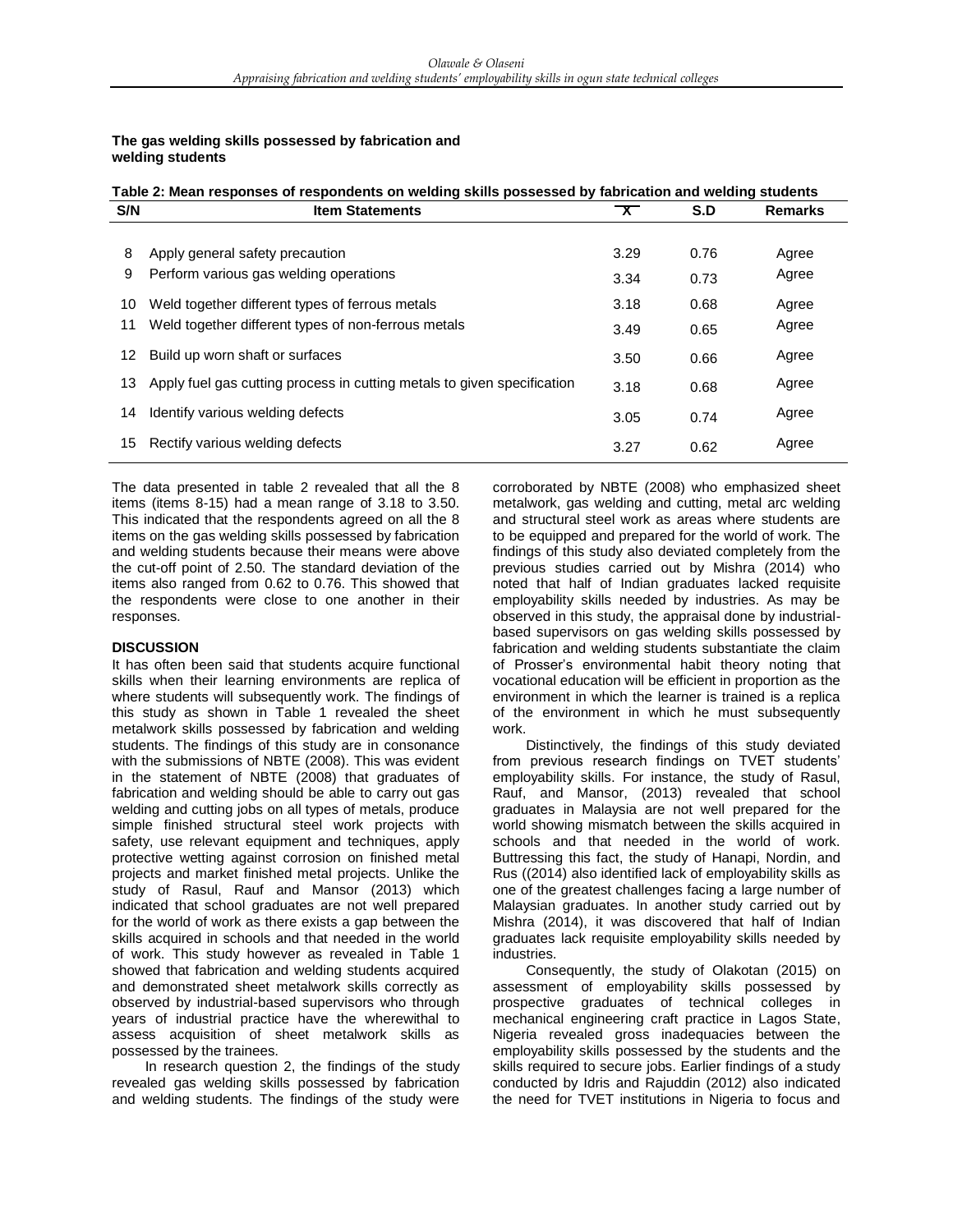**The gas welding skills possessed by fabrication and welding students**

**Table 2: Mean responses of respondents on welding skills possessed by fabrication and welding students**

| S/N | Item Statements | $\bar{X}$ | S.D | Remarks |
|---|---|---|---|---|
| 8 | Apply general safety precaution | 3.29 | 0.76 | Agree |
| 9 | Perform various gas welding operations | 3.34 | 0.73 | Agree |
| 10 | Weld together different types of ferrous metals | 3.18 | 0.68 | Agree |
| 11 | Weld together different types of non-ferrous metals | 3.49 | 0.65 | Agree |
| 12 | Build up worn shaft or surfaces | 3.50 | 0.66 | Agree |
| 13 | Apply fuel gas cutting process in cutting metals to given specification | 3.18 | 0.68 | Agree |
| 14 | Identify various welding defects | 3.05 | 0.74 | Agree |
| 15 | Rectify various welding defects | 3.27 | 0.62 | Agree |

The data presented in table 2 revealed that all the 8 items (items 8-15) had a mean range of 3.18 to 3.50. This indicated that the respondents agreed on all the 8 items on the gas welding skills possessed by fabrication and welding students because their means were above the cut-off point of 2.50. The standard deviation of the items also ranged from 0.62 to 0.76. This showed that the respondents were close to one another in their responses.

## DISCUSSION

It has often been said that students acquire functional skills when their learning environments are replica of where students will subsequently work. The findings of this study as shown in Table 1 revealed the sheet metalwork skills possessed by fabrication and welding students. The findings of this study are in consonance with the submissions of NBTE (2008). This was evident in the statement of NBTE (2008) that graduates of fabrication and welding should be able to carry out gas welding and cutting jobs on all types of metals, produce simple finished structural steel work projects with safety, use relevant equipment and techniques, apply protective wetting against corrosion on finished metal projects and market finished metal projects. Unlike the study of Rasul, Rauf and Mansor (2013) which indicated that school graduates are not well prepared for the world of work as there exists a gap between the skills acquired in schools and that needed in the world of work. This study however as revealed in Table 1 showed that fabrication and welding students acquired and demonstrated sheet metalwork skills correctly as observed by industrial-based supervisors who through years of industrial practice have the wherewithal to assess acquisition of sheet metalwork skills as possessed by the trainees.

In research question 2, the findings of the study revealed gas welding skills possessed by fabrication and welding students. The findings of the study were corroborated by NBTE (2008) who emphasized sheet metalwork, gas welding and cutting, metal arc welding and structural steel work as areas where students are to be equipped and prepared for the world of work. The findings of this study also deviated completely from the previous studies carried out by Mishra (2014) who noted that half of Indian graduates lacked requisite employability skills needed by industries. As may be observed in this study, the appraisal done by industrial-based supervisors on gas welding skills possessed by fabrication and welding students substantiate the claim of Prosser's environmental habit theory noting that vocational education will be efficient in proportion as the environment in which the learner is trained is a replica of the environment in which he must subsequently work.

Distinctively, the findings of this study deviated from previous research findings on TVET students' employability skills. For instance, the study of Rasul, Rauf, and Mansor, (2013) revealed that school graduates in Malaysia are not well prepared for the world of work showing mismatch between the skills acquired in schools and that needed in the world of work. Buttressing this fact, the study of Hanapi, Nordin, and Rus ((2014) also identified lack of employability skills as one of the greatest challenges facing a large number of Malaysian graduates. In another study carried out by Mishra (2014), it was discovered that half of Indian graduates lack requisite employability skills needed by industries.

Consequently, the study of Olakotan (2015) on assessment of employability skills possessed by prospective graduates of technical colleges in mechanical engineering craft practice in Lagos State, Nigeria revealed gross inadequacies between the employability skills possessed by the students and the skills required to secure jobs. Earlier findings of a study conducted by Idris and Rajuddin (2012) also indicated the need for TVET institutions in Nigeria to focus and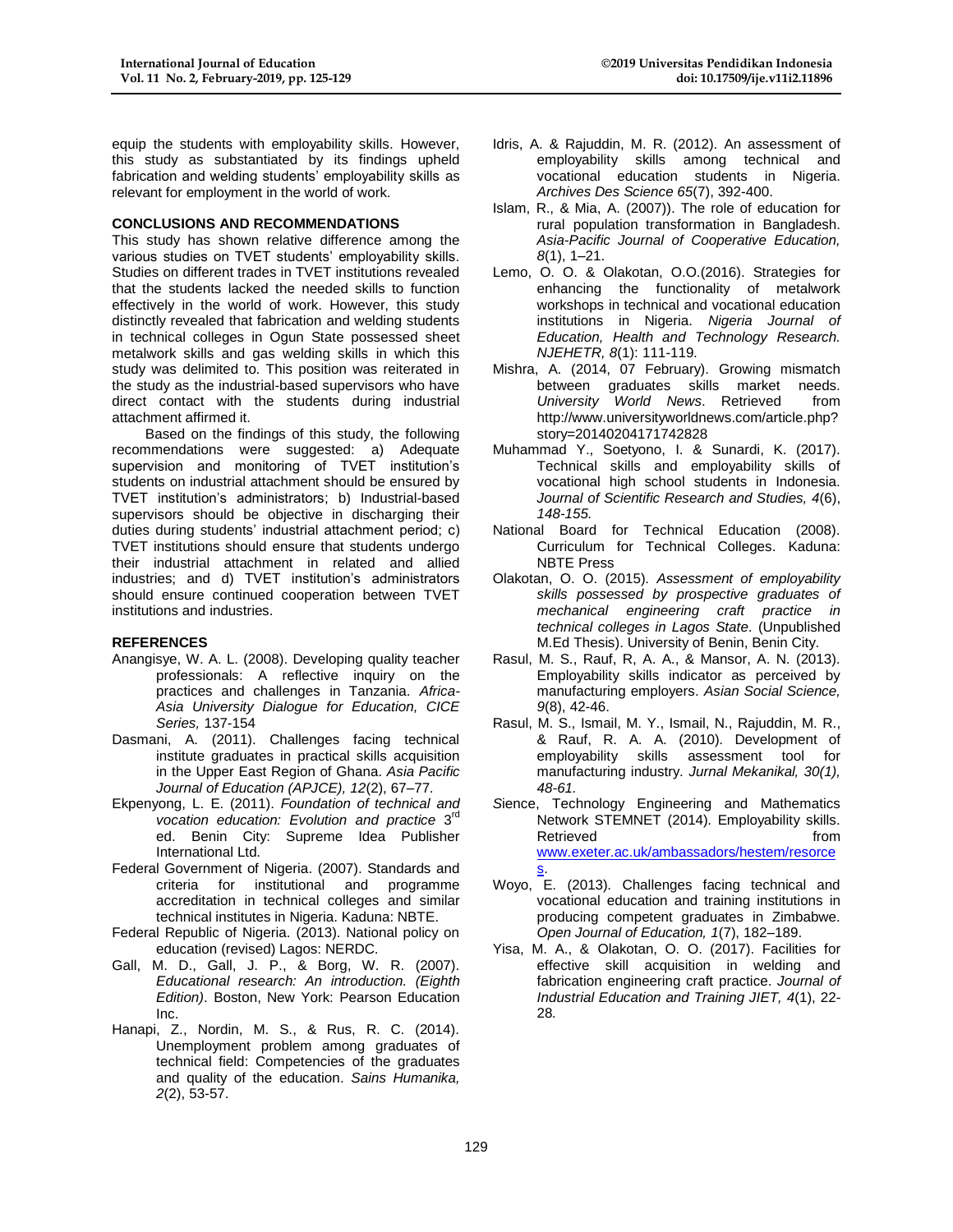equip the students with employability skills. However, this study as substantiated by its findings upheld fabrication and welding students' employability skills as relevant for employment in the world of work.

## CONCLUSIONS AND RECOMMENDATIONS

This study has shown relative difference among the various studies on TVET students' employability skills. Studies on different trades in TVET institutions revealed that the students lacked the needed skills to function effectively in the world of work. However, this study distinctly revealed that fabrication and welding students in technical colleges in Ogun State possessed sheet metalwork skills and gas welding skills in which this study was delimited to. This position was reiterated in the study as the industrial-based supervisors who have direct contact with the students during industrial attachment affirmed it.

Based on the findings of this study, the following recommendations were suggested: a) Adequate supervision and monitoring of TVET institution's students on industrial attachment should be ensured by TVET institution's administrators; b) Industrial-based supervisors should be objective in discharging their duties during students' industrial attachment period; c) TVET institutions should ensure that students undergo their industrial attachment in related and allied industries; and d) TVET institution's administrators should ensure continued cooperation between TVET institutions and industries.

## REFERENCES

Anangisye, W. A. L. (2008). Developing quality teacher professionals: A reflective inquiry on the practices and challenges in Tanzania. *Africa-Asia University Dialogue for Education, CICE Series,* 137-154

Dasmani, A. (2011). Challenges facing technical institute graduates in practical skills acquisition in the Upper East Region of Ghana. *Asia Pacific Journal of Education (APJCE), 12*(2), 67–77.

Ekpenyong, L. E. (2011). *Foundation of technical and vocation education: Evolution and practice* 3rd ed. Benin City: Supreme Idea Publisher International Ltd.

Federal Government of Nigeria. (2007). Standards and criteria for institutional and programme accreditation in technical colleges and similar technical institutes in Nigeria. Kaduna: NBTE.

Federal Republic of Nigeria. (2013). National policy on education (revised) Lagos: NERDC.

Gall, M. D., Gall, J. P., & Borg, W. R. (2007). *Educational research: An introduction. (Eighth Edition)*. Boston, New York: Pearson Education Inc.

Hanapi, Z., Nordin, M. S., & Rus, R. C. (2014). Unemployment problem among graduates of technical field: Competencies of the graduates and quality of the education. *Sains Humanika, 2*(2), 53-57.

Idris, A. & Rajuddin, M. R. (2012). An assessment of employability skills among technical and vocational education students in Nigeria. *Archives Des Science 65*(7), 392-400.

Islam, R., & Mia, A. (2007)). The role of education for rural population transformation in Bangladesh. *Asia-Pacific Journal of Cooperative Education, 8*(1), 1–21.

Lemo, O. O. & Olakotan, O.O.(2016). Strategies for enhancing the functionality of metalwork workshops in technical and vocational education institutions in Nigeria. *Nigeria Journal of Education, Health and Technology Research. NJEHETR, 8*(1): 111-119.

Mishra, A. (2014, 07 February). Growing mismatch between graduates skills market needs. *University World News*. Retrieved from http://www.universityworldnews.com/article.php?story=20140204171742828

Muhammad Y., Soetyono, I. & Sunardi, K. (2017). Technical skills and employability skills of vocational high school students in Indonesia. *Journal of Scientific Research and Studies, 4*(6), *148-155.*

National Board for Technical Education (2008). Curriculum for Technical Colleges. Kaduna: NBTE Press

Olakotan, O. O. (2015). *Assessment of employability skills possessed by prospective graduates of mechanical engineering craft practice in technical colleges in Lagos State*. (Unpublished M.Ed Thesis). University of Benin, Benin City.

Rasul, M. S., Rauf, R, A. A., & Mansor, A. N. (2013). Employability skills indicator as perceived by manufacturing employers. *Asian Social Science, 9*(8), 42-46.

Rasul, M. S., Ismail, M. Y., Ismail, N., Rajuddin, M. R., & Rauf, R. A. A. (2010). Development of employability skills assessment tool for manufacturing industry. *Jurnal Mekanikal, 30(1), 48-61.*

*S*ience, Technology Engineering and Mathematics Network STEMNET (2014). Employability skills. Retrieved from www.exeter.ac.uk/ambassadors/hestem/resorces.

Woyo, E. (2013). Challenges facing technical and vocational education and training institutions in producing competent graduates in Zimbabwe. *Open Journal of Education, 1*(7), 182–189.

Yisa, M. A., & Olakotan, O. O. (2017). Facilities for effective skill acquisition in welding and fabrication engineering craft practice. *Journal of Industrial Education and Training JIET, 4*(1), 22-28*.*